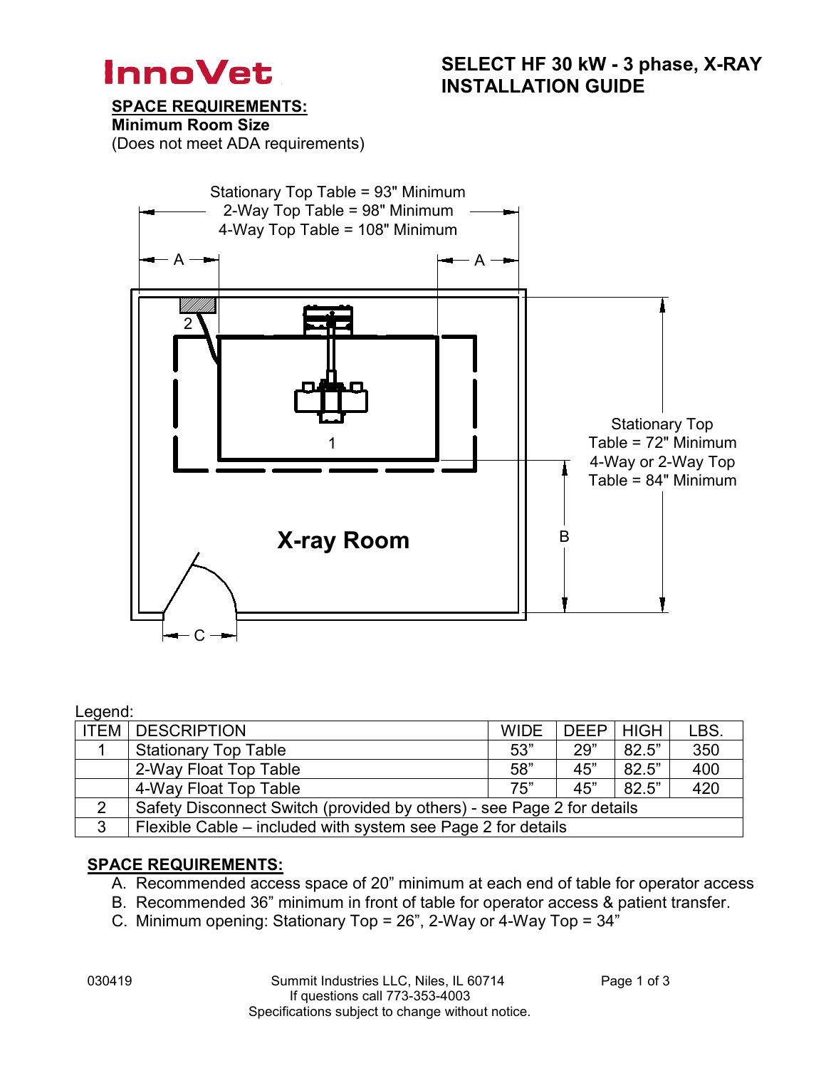**InnoVet**

# SELECT HF 30 kW - 3 phase, X-RAY INSTALLATION GUIDE

**SPACE REQUIREMENTS:**

**Minimum Room Size**

(Does not meet ADA requirements)

Stationary Top Table = 93" Minimum
2-Way Top Table = 98" Minimum
4-Way Top Table = 108" Minimum

A

A

2

1

Stationary Top Table = 72" Minimum
4-Way or 2-Way Top Table = 84" Minimum

B

**X-ray Room**

C

Legend:

| ITEM | DESCRIPTION | WIDE | DEEP | HIGH | LBS. |
|---|---|---|---|---|---|
| 1 | Stationary Top Table | 53" | 29" | 82.5" | 350 |
| | 2-Way Float Top Table | 58" | 45" | 82.5" | 400 |
| | 4-Way Float Top Table | 75" | 45" | 82.5" | 420 |
| 2 | Safety Disconnect Switch (provided by others) - see Page 2 for details | | | | |
| 3 | Flexible Cable – included with system see Page 2 for details | | | | |

**SPACE REQUIREMENTS:**

A. Recommended access space of 20" minimum at each end of table for operator access
B. Recommended 36" minimum in front of table for operator access & patient transfer.
C. Minimum opening: Stationary Top = 26", 2-Way or 4-Way Top = 34"

030419

Summit Industries LLC, Niles, IL 60714
If questions call 773-353-4003
Specifications subject to change without notice.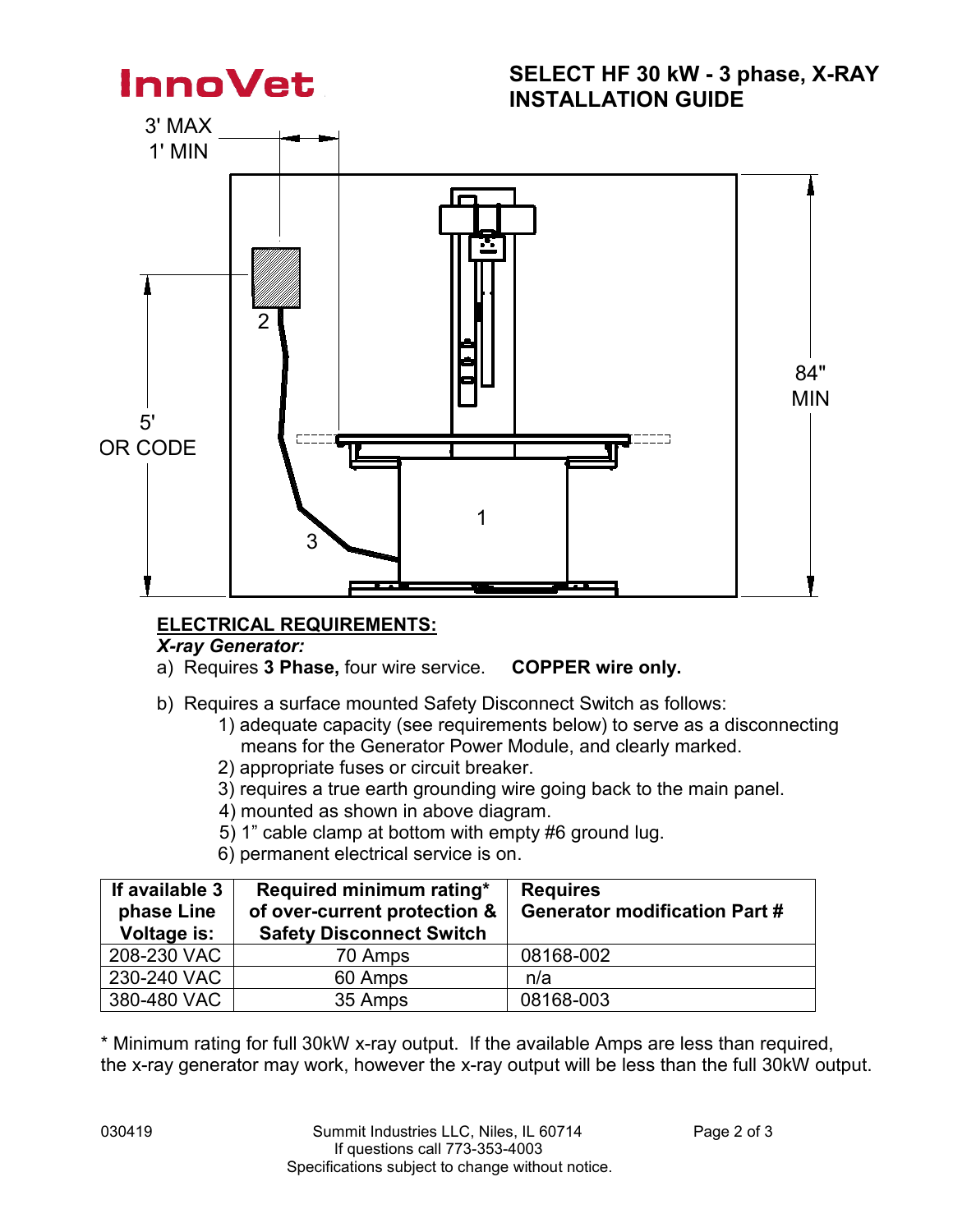**InnoVet**

# SELECT HF 30 kW - 3 phase, X-RAY INSTALLATION GUIDE

3' MAX
1' MIN

84" MIN

5' OR CODE

1

2

3

## ELECTRICAL REQUIREMENTS:

***X-ray Generator:***

a) Requires **3 Phase,** four wire service. **COPPER wire only.**

b) Requires a surface mounted Safety Disconnect Switch as follows:
   1) adequate capacity (see requirements below) to serve as a disconnecting means for the Generator Power Module, and clearly marked.
   2) appropriate fuses or circuit breaker.
   3) requires a true earth grounding wire going back to the main panel.
   4) mounted as shown in above diagram.
   5) 1" cable clamp at bottom with empty #6 ground lug.
   6) permanent electrical service is on.

| If available 3 phase Line Voltage is: | Required minimum rating* of over-current protection & Safety Disconnect Switch | Requires Generator modification Part # |
|---|---|---|
| 208-230 VAC | 70 Amps | 08168-002 |
| 230-240 VAC | 60 Amps | n/a |
| 380-480 VAC | 35 Amps | 08168-003 |

* Minimum rating for full 30kW x-ray output. If the available Amps are less than required, the x-ray generator may work, however the x-ray output will be less than the full 30kW output.

030419

Summit Industries LLC, Niles, IL 60714
If questions call 773-353-4003
Specifications subject to change without notice.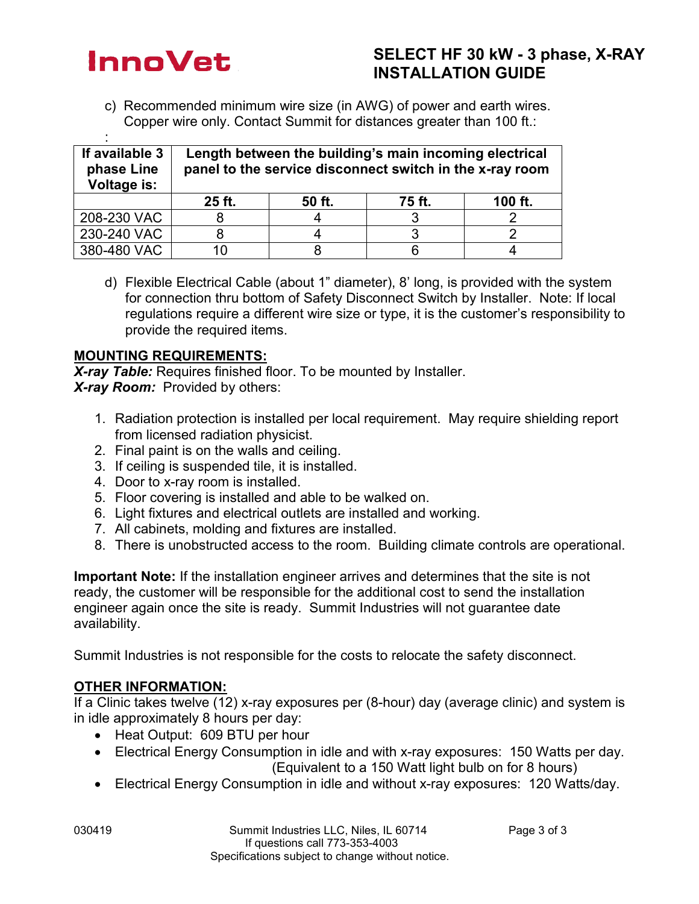c) Recommended minimum wire size (in AWG) of power and earth wires. Copper wire only. Contact Summit for distances greater than 100 ft.:

:

| If available 3 phase Line Voltage is: | Length between the building's main incoming electrical panel to the service disconnect switch in the x-ray room | | | |
|---|---|---|---|---|
| | 25 ft. | 50 ft. | 75 ft. | 100 ft. |
| 208-230 VAC | 8 | 4 | 3 | 2 |
| 230-240 VAC | 8 | 4 | 3 | 2 |
| 380-480 VAC | 10 | 8 | 6 | 4 |

d) Flexible Electrical Cable (about 1" diameter), 8' long, is provided with the system for connection thru bottom of Safety Disconnect Switch by Installer. Note: If local regulations require a different wire size or type, it is the customer's responsibility to provide the required items.

## MOUNTING REQUIREMENTS:

***X-ray Table:*** Requires finished floor. To be mounted by Installer.
***X-ray Room:*** Provided by others:

1. Radiation protection is installed per local requirement. May require shielding report from licensed radiation physicist.
2. Final paint is on the walls and ceiling.
3. If ceiling is suspended tile, it is installed.
4. Door to x-ray room is installed.
5. Floor covering is installed and able to be walked on.
6. Light fixtures and electrical outlets are installed and working.
7. All cabinets, molding and fixtures are installed.
8. There is unobstructed access to the room. Building climate controls are operational.

**Important Note:** If the installation engineer arrives and determines that the site is not ready, the customer will be responsible for the additional cost to send the installation engineer again once the site is ready. Summit Industries will not guarantee date availability.

Summit Industries is not responsible for the costs to relocate the safety disconnect.

## OTHER INFORMATION:

If a Clinic takes twelve (12) x-ray exposures per (8-hour) day (average clinic) and system is in idle approximately 8 hours per day:

- Heat Output: 609 BTU per hour
- Electrical Energy Consumption in idle and with x-ray exposures: 150 Watts per day. (Equivalent to a 150 Watt light bulb on for 8 hours)
- Electrical Energy Consumption in idle and without x-ray exposures: 120 Watts/day.

030419

Summit Industries LLC, Niles, IL 60714
If questions call 773-353-4003
Specifications subject to change without notice.